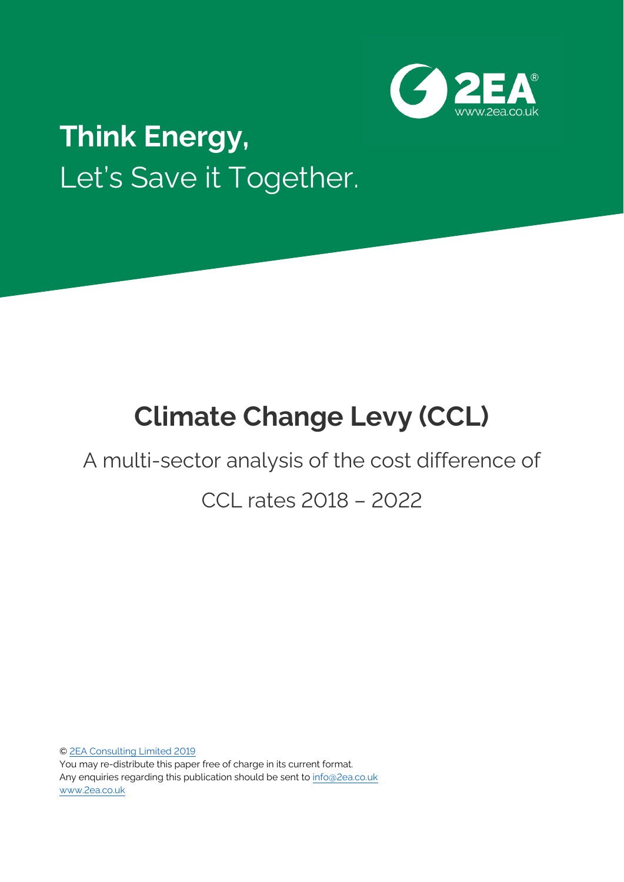2EA®
www.2ea.co.uk

**Think Energy,**
Let's Save it Together.

# Climate Change Levy (CCL)

A multi-sector analysis of the cost difference of

CCL rates 2018 – 2022

© 2EA Consulting Limited 2019
You may re-distribute this paper free of charge in its current format.
Any enquiries regarding this publication should be sent to info@2ea.co.uk
www.2ea.co.uk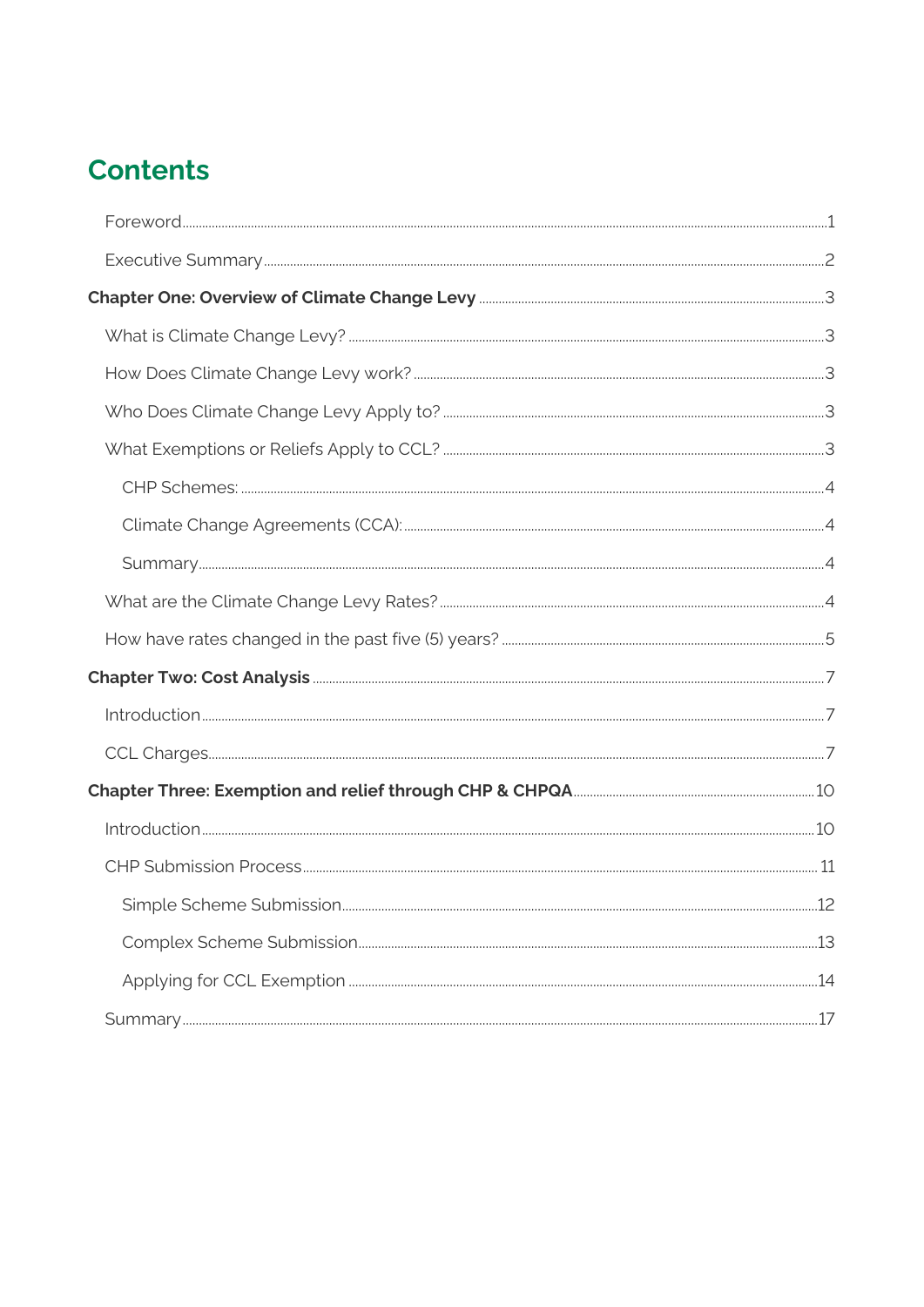# Contents

- Foreword ........ 1
- Executive Summary ........ 2
- **Chapter One: Overview of Climate Change Levy** ........ 3
  - What is Climate Change Levy? ........ 3
  - How Does Climate Change Levy work? ........ 3
  - Who Does Climate Change Levy Apply to? ........ 3
  - What Exemptions or Reliefs Apply to CCL? ........ 3
    - CHP Schemes: ........ 4
    - Climate Change Agreements (CCA): ........ 4
    - Summary ........ 4
  - What are the Climate Change Levy Rates? ........ 4
  - How have rates changed in the past five (5) years? ........ 5
- **Chapter Two: Cost Analysis** ........ 7
  - Introduction ........ 7
  - CCL Charges ........ 7
- **Chapter Three: Exemption and relief through CHP & CHPQA** ........ 10
  - Introduction ........ 10
  - CHP Submission Process ........ 11
    - Simple Scheme Submission ........ 12
    - Complex Scheme Submission ........ 13
    - Applying for CCL Exemption ........ 14
  - Summary ........ 17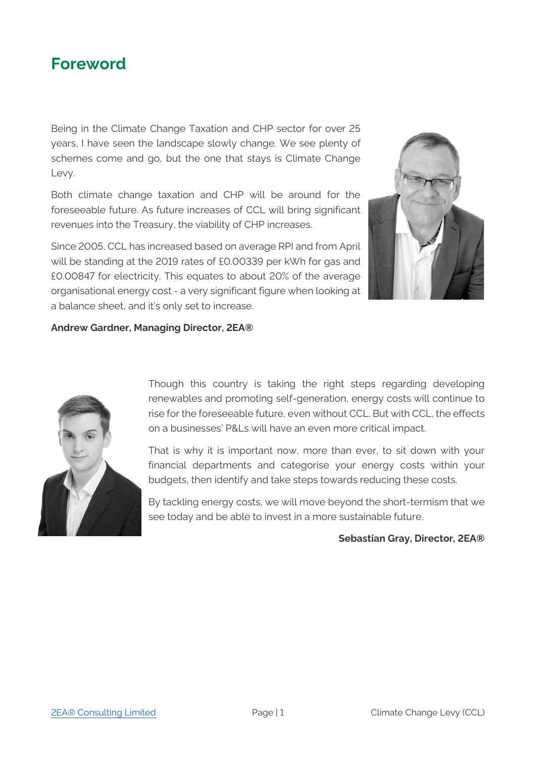# Foreword

Being in the Climate Change Taxation and CHP sector for over 25 years, I have seen the landscape slowly change. We see plenty of schemes come and go, but the one that stays is Climate Change Levy.

Both climate change taxation and CHP will be around for the foreseeable future. As future increases of CCL will bring significant revenues into the Treasury, the viability of CHP increases.

Since 2005, CCL has increased based on average RPI and from April will be standing at the 2019 rates of £0.00339 per kWh for gas and £0.00847 for electricity. This equates to about 20% of the average organisational energy cost - a very significant figure when looking at a balance sheet, and it's only set to increase.

**Andrew Gardner, Managing Director, 2EA®**

Though this country is taking the right steps regarding developing renewables and promoting self-generation, energy costs will continue to rise for the foreseeable future, even without CCL. But with CCL, the effects on a businesses' P&Ls will have an even more critical impact.

That is why it is important now, more than ever, to sit down with your financial departments and categorise your energy costs within your budgets, then identify and take steps towards reducing these costs.

By tackling energy costs, we will move beyond the short-termism that we see today and be able to invest in a more sustainable future.

**Sebastian Gray, Director, 2EA®**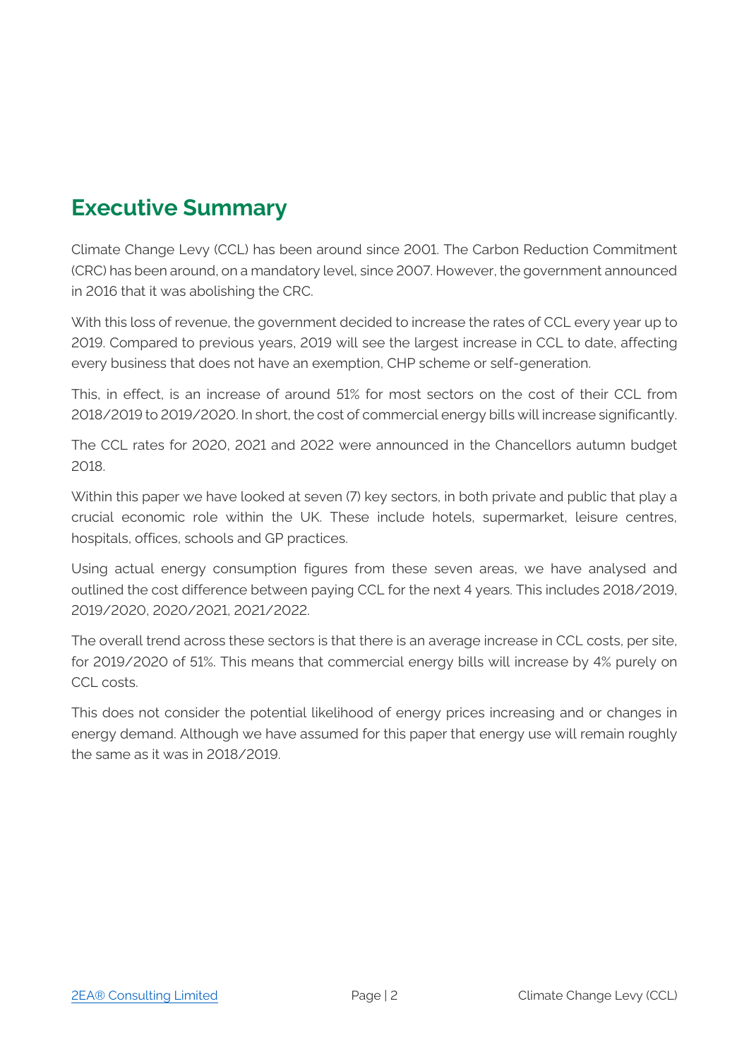## Executive Summary

Climate Change Levy (CCL) has been around since 2001. The Carbon Reduction Commitment (CRC) has been around, on a mandatory level, since 2007. However, the government announced in 2016 that it was abolishing the CRC.

With this loss of revenue, the government decided to increase the rates of CCL every year up to 2019. Compared to previous years, 2019 will see the largest increase in CCL to date, affecting every business that does not have an exemption, CHP scheme or self-generation.

This, in effect, is an increase of around 51% for most sectors on the cost of their CCL from 2018/2019 to 2019/2020. In short, the cost of commercial energy bills will increase significantly.

The CCL rates for 2020, 2021 and 2022 were announced in the Chancellors autumn budget 2018.

Within this paper we have looked at seven (7) key sectors, in both private and public that play a crucial economic role within the UK. These include hotels, supermarket, leisure centres, hospitals, offices, schools and GP practices.

Using actual energy consumption figures from these seven areas, we have analysed and outlined the cost difference between paying CCL for the next 4 years. This includes 2018/2019, 2019/2020, 2020/2021, 2021/2022.

The overall trend across these sectors is that there is an average increase in CCL costs, per site, for 2019/2020 of 51%. This means that commercial energy bills will increase by 4% purely on CCL costs.

This does not consider the potential likelihood of energy prices increasing and or changes in energy demand. Although we have assumed for this paper that energy use will remain roughly the same as it was in 2018/2019.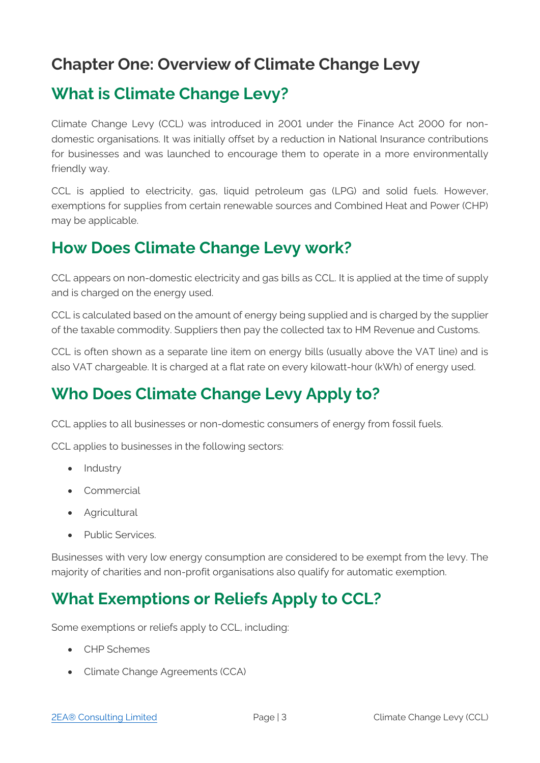# Chapter One: Overview of Climate Change Levy

## What is Climate Change Levy?

Climate Change Levy (CCL) was introduced in 2001 under the Finance Act 2000 for non-domestic organisations. It was initially offset by a reduction in National Insurance contributions for businesses and was launched to encourage them to operate in a more environmentally friendly way.

CCL is applied to electricity, gas, liquid petroleum gas (LPG) and solid fuels. However, exemptions for supplies from certain renewable sources and Combined Heat and Power (CHP) may be applicable.

## How Does Climate Change Levy work?

CCL appears on non-domestic electricity and gas bills as CCL. It is applied at the time of supply and is charged on the energy used.

CCL is calculated based on the amount of energy being supplied and is charged by the supplier of the taxable commodity. Suppliers then pay the collected tax to HM Revenue and Customs.

CCL is often shown as a separate line item on energy bills (usually above the VAT line) and is also VAT chargeable. It is charged at a flat rate on every kilowatt-hour (kWh) of energy used.

## Who Does Climate Change Levy Apply to?

CCL applies to all businesses or non-domestic consumers of energy from fossil fuels.

CCL applies to businesses in the following sectors:

- Industry
- Commercial
- Agricultural
- Public Services.

Businesses with very low energy consumption are considered to be exempt from the levy. The majority of charities and non-profit organisations also qualify for automatic exemption.

## What Exemptions or Reliefs Apply to CCL?

Some exemptions or reliefs apply to CCL, including:

- CHP Schemes
- Climate Change Agreements (CCA)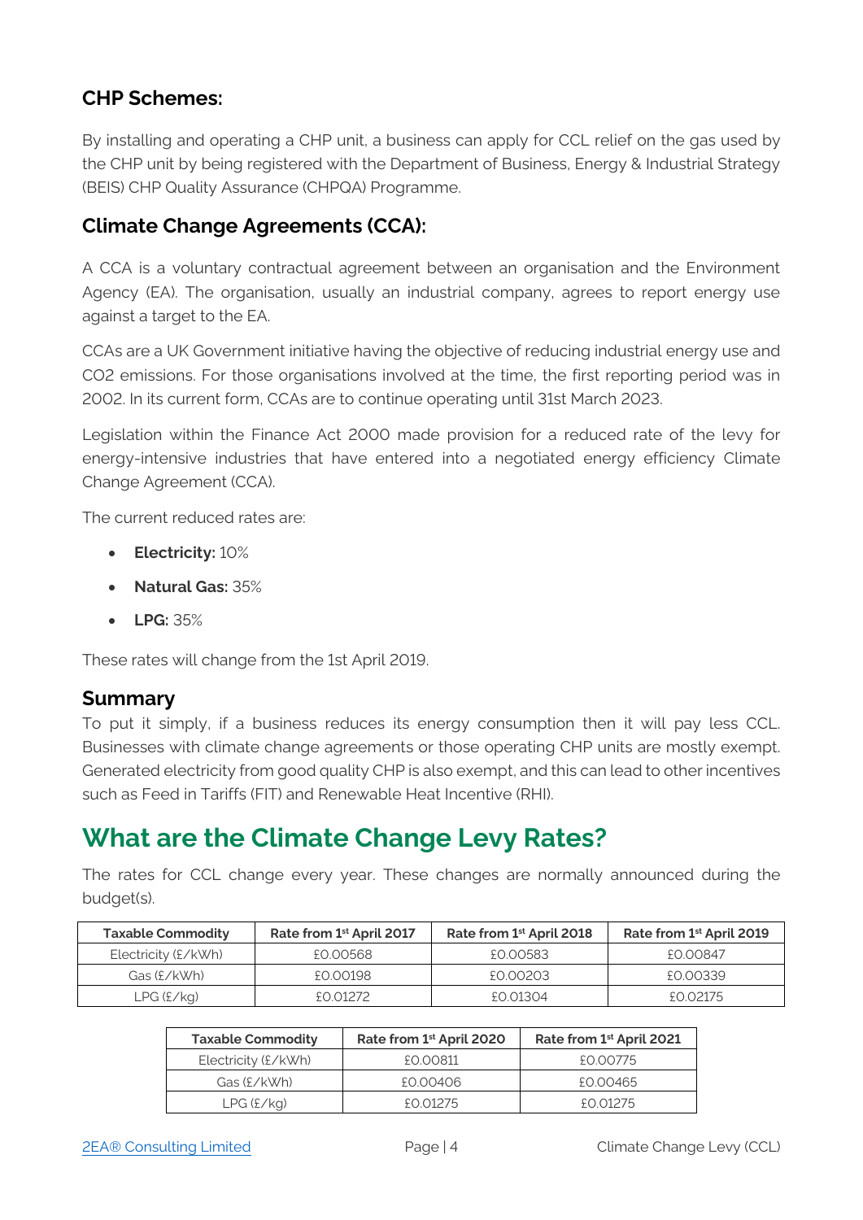### CHP Schemes:

By installing and operating a CHP unit, a business can apply for CCL relief on the gas used by the CHP unit by being registered with the Department of Business, Energy & Industrial Strategy (BEIS) CHP Quality Assurance (CHPQA) Programme.

### Climate Change Agreements (CCA):

A CCA is a voluntary contractual agreement between an organisation and the Environment Agency (EA). The organisation, usually an industrial company, agrees to report energy use against a target to the EA.

CCAs are a UK Government initiative having the objective of reducing industrial energy use and CO2 emissions. For those organisations involved at the time, the first reporting period was in 2002. In its current form, CCAs are to continue operating until 31st March 2023.

Legislation within the Finance Act 2000 made provision for a reduced rate of the levy for energy-intensive industries that have entered into a negotiated energy efficiency Climate Change Agreement (CCA).

The current reduced rates are:

- **Electricity:** 10%
- **Natural Gas:** 35%
- **LPG:** 35%

These rates will change from the 1st April 2019.

### Summary

To put it simply, if a business reduces its energy consumption then it will pay less CCL. Businesses with climate change agreements or those operating CHP units are mostly exempt. Generated electricity from good quality CHP is also exempt, and this can lead to other incentives such as Feed in Tariffs (FIT) and Renewable Heat Incentive (RHI).

## What are the Climate Change Levy Rates?

The rates for CCL change every year. These changes are normally announced during the budget(s).

| Taxable Commodity | Rate from 1st April 2017 | Rate from 1st April 2018 | Rate from 1st April 2019 |
|---|---|---|---|
| Electricity (£/kWh) | £0.00568 | £0.00583 | £0.00847 |
| Gas (£/kWh) | £0.00198 | £0.00203 | £0.00339 |
| LPG (£/kg) | £0.01272 | £0.01304 | £0.02175 |

| Taxable Commodity | Rate from 1st April 2020 | Rate from 1st April 2021 |
|---|---|---|
| Electricity (£/kWh) | £0.00811 | £0.00775 |
| Gas (£/kWh) | £0.00406 | £0.00465 |
| LPG (£/kg) | £0.01275 | £0.01275 |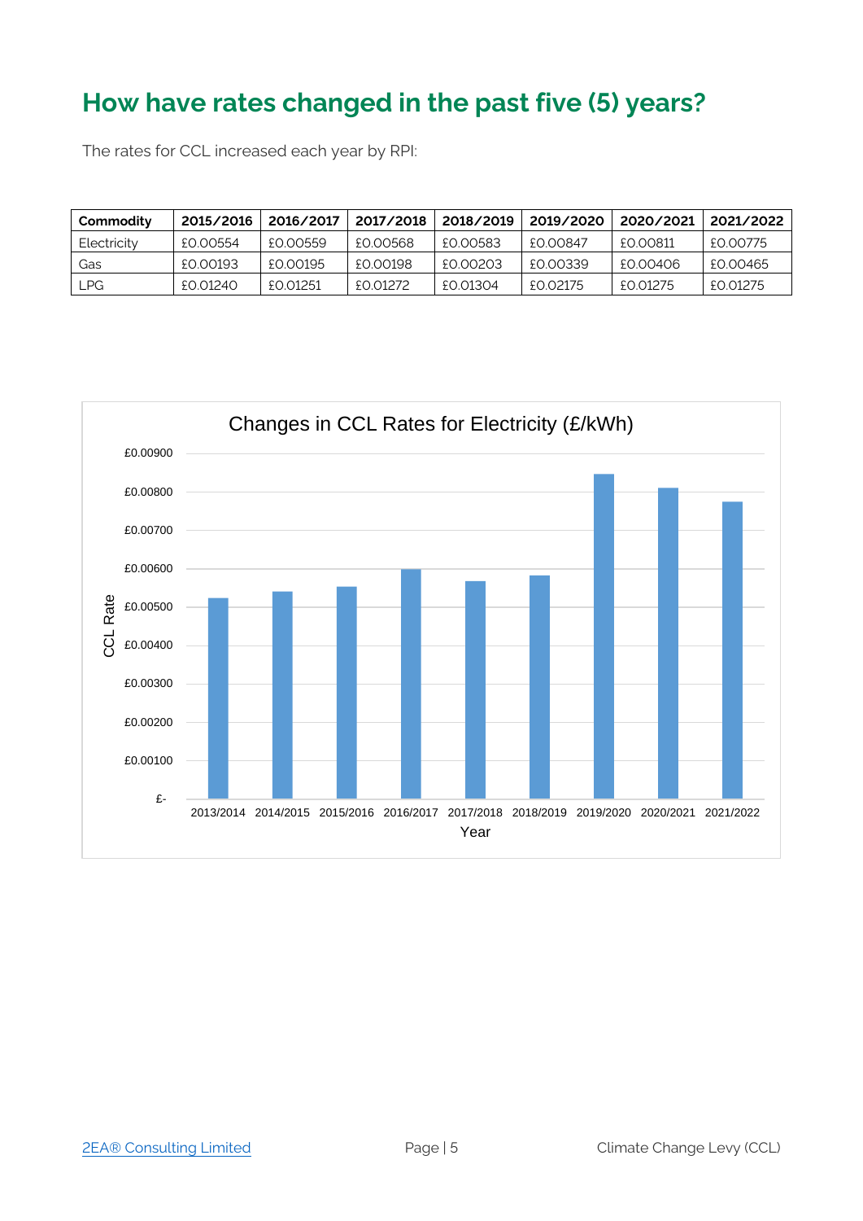## How have rates changed in the past five (5) years?

The rates for CCL increased each year by RPI:

| Commodity | 2015/2016 | 2016/2017 | 2017/2018 | 2018/2019 | 2019/2020 | 2020/2021 | 2021/2022 |
|---|---|---|---|---|---|---|---|
| Electricity | £0.00554 | £0.00559 | £0.00568 | £0.00583 | £0.00847 | £0.00811 | £0.00775 |
| Gas | £0.00193 | £0.00195 | £0.00198 | £0.00203 | £0.00339 | £0.00406 | £0.00465 |
| LPG | £0.01240 | £0.01251 | £0.01272 | £0.01304 | £0.02175 | £0.01275 | £0.01275 |

Changes in CCL Rates for Electricity (£/kWh)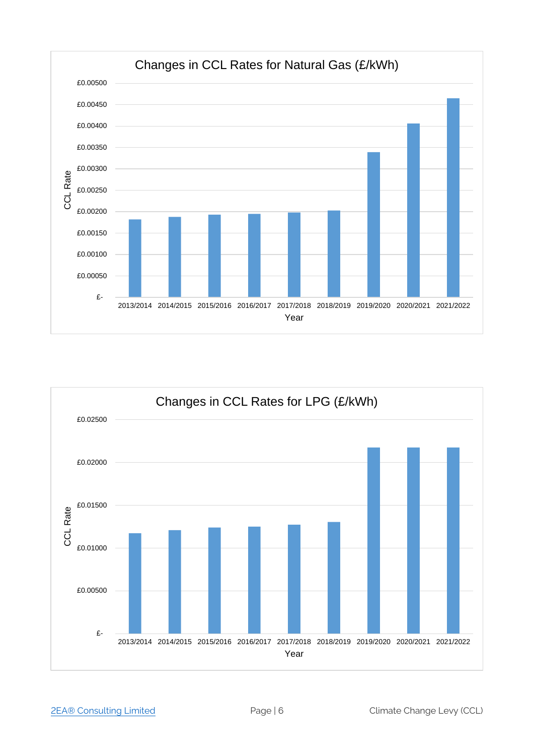**Changes in CCL Rates for Natural Gas (£/kWh)**

CCL Rate: £-, £0.00050, £0.00100, £0.00150, £0.00200, £0.00250, £0.00300, £0.00350, £0.00400, £0.00450, £0.00500

Year: 2013/2014, 2014/2015, 2015/2016, 2016/2017, 2017/2018, 2018/2019, 2019/2020, 2020/2021, 2021/2022

**Changes in CCL Rates for LPG (£/kWh)**

CCL Rate: £-, £0.00500, £0.01000, £0.01500, £0.02000, £0.02500

Year: 2013/2014, 2014/2015, 2015/2016, 2016/2017, 2017/2018, 2018/2019, 2019/2020, 2020/2021, 2021/2022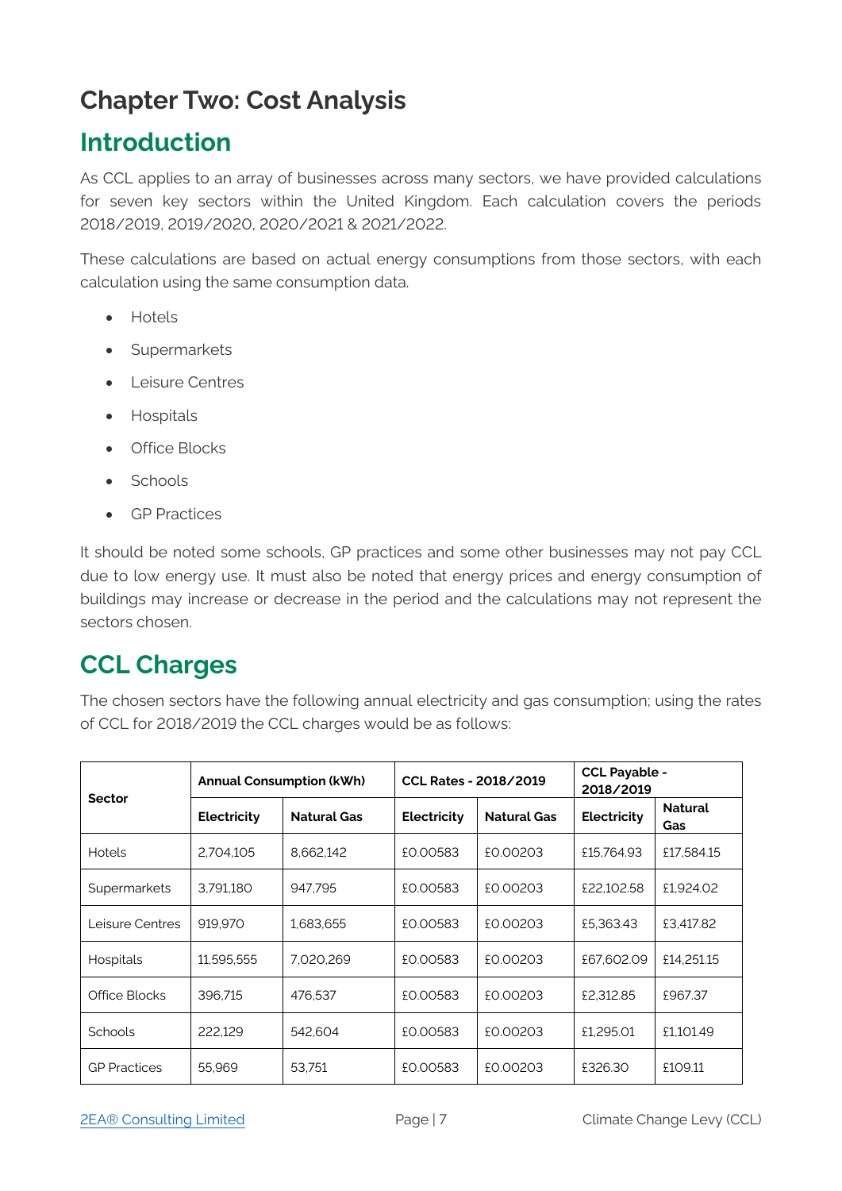# Chapter Two: Cost Analysis

## Introduction

As CCL applies to an array of businesses across many sectors, we have provided calculations for seven key sectors within the United Kingdom. Each calculation covers the periods 2018/2019, 2019/2020, 2020/2021 & 2021/2022.

These calculations are based on actual energy consumptions from those sectors, with each calculation using the same consumption data.

- Hotels
- Supermarkets
- Leisure Centres
- Hospitals
- Office Blocks
- Schools
- GP Practices

It should be noted some schools, GP practices and some other businesses may not pay CCL due to low energy use. It must also be noted that energy prices and energy consumption of buildings may increase or decrease in the period and the calculations may not represent the sectors chosen.

## CCL Charges

The chosen sectors have the following annual electricity and gas consumption; using the rates of CCL for 2018/2019 the CCL charges would be as follows:

| Sector | Annual Consumption (kWh) | | CCL Rates - 2018/2019 | | CCL Payable - 2018/2019 | |
|---|---|---|---|---|---|---|
| | Electricity | Natural Gas | Electricity | Natural Gas | Electricity | Natural Gas |
| Hotels | 2,704,105 | 8,662,142 | £0.00583 | £0.00203 | £15,764.93 | £17,584.15 |
| Supermarkets | 3,791,180 | 947,795 | £0.00583 | £0.00203 | £22,102.58 | £1,924.02 |
| Leisure Centres | 919,970 | 1,683,655 | £0.00583 | £0.00203 | £5,363.43 | £3,417.82 |
| Hospitals | 11,595,555 | 7,020,269 | £0.00583 | £0.00203 | £67,602.09 | £14,251.15 |
| Office Blocks | 396,715 | 476,537 | £0.00583 | £0.00203 | £2,312.85 | £967.37 |
| Schools | 222,129 | 542,604 | £0.00583 | £0.00203 | £1,295.01 | £1,101.49 |
| GP Practices | 55,969 | 53,751 | £0.00583 | £0.00203 | £326.30 | £109.11 |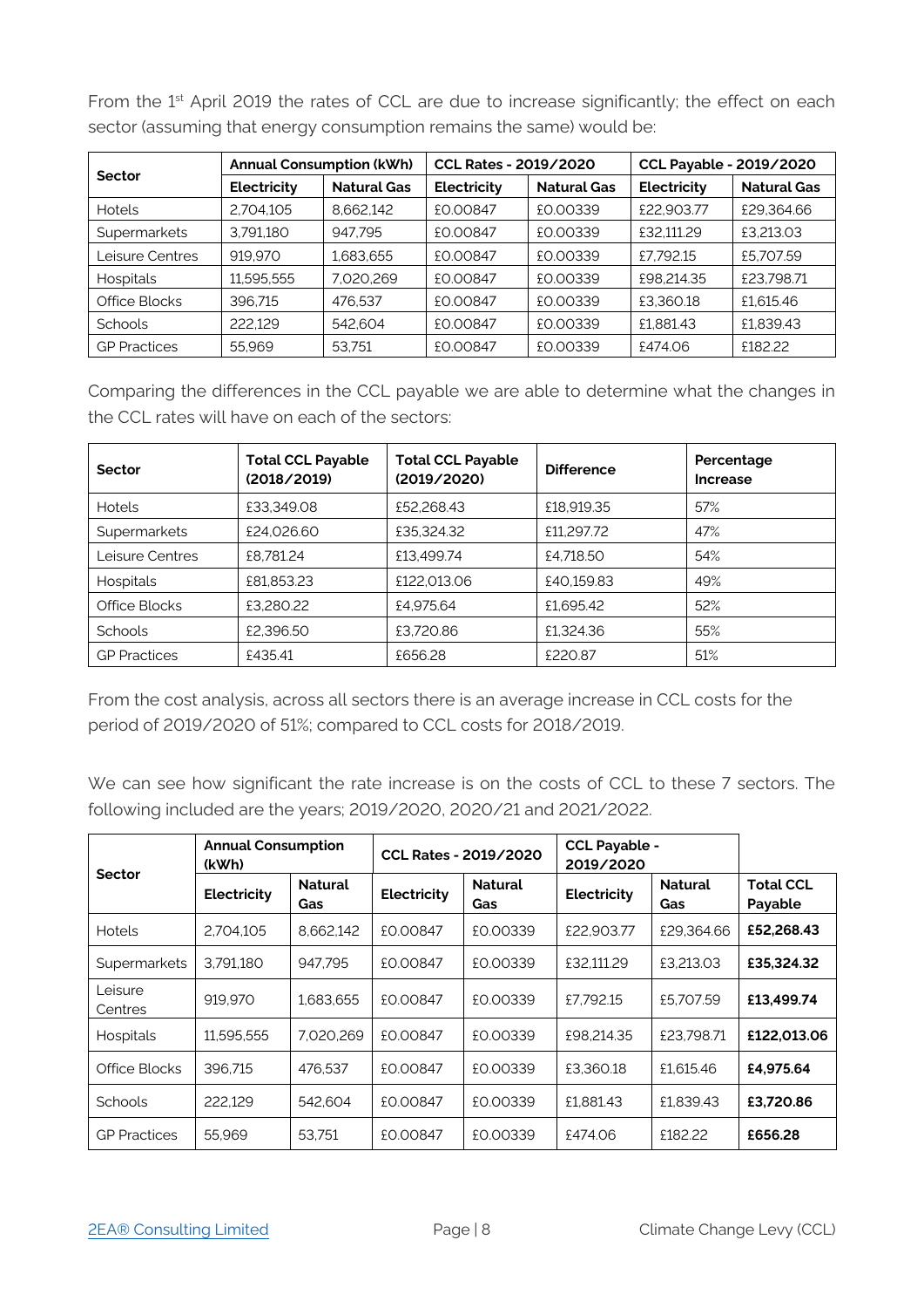From the 1st April 2019 the rates of CCL are due to increase significantly; the effect on each sector (assuming that energy consumption remains the same) would be:

| Sector | Annual Consumption (kWh) | | CCL Rates - 2019/2020 | | CCL Payable - 2019/2020 | |
|---|---|---|---|---|---|---|
| | Electricity | Natural Gas | Electricity | Natural Gas | Electricity | Natural Gas |
| Hotels | 2,704,105 | 8,662,142 | £0.00847 | £0.00339 | £22,903.77 | £29,364.66 |
| Supermarkets | 3,791,180 | 947,795 | £0.00847 | £0.00339 | £32,111.29 | £3,213.03 |
| Leisure Centres | 919,970 | 1,683,655 | £0.00847 | £0.00339 | £7,792.15 | £5,707.59 |
| Hospitals | 11,595,555 | 7,020,269 | £0.00847 | £0.00339 | £98,214.35 | £23,798.71 |
| Office Blocks | 396,715 | 476,537 | £0.00847 | £0.00339 | £3,360.18 | £1,615.46 |
| Schools | 222,129 | 542,604 | £0.00847 | £0.00339 | £1,881.43 | £1,839.43 |
| GP Practices | 55,969 | 53,751 | £0.00847 | £0.00339 | £474.06 | £182.22 |

Comparing the differences in the CCL payable we are able to determine what the changes in the CCL rates will have on each of the sectors:

| Sector | Total CCL Payable (2018/2019) | Total CCL Payable (2019/2020) | Difference | Percentage Increase |
|---|---|---|---|---|
| Hotels | £33,349.08 | £52,268.43 | £18,919.35 | 57% |
| Supermarkets | £24,026.60 | £35,324.32 | £11,297.72 | 47% |
| Leisure Centres | £8,781.24 | £13,499.74 | £4,718.50 | 54% |
| Hospitals | £81,853.23 | £122,013.06 | £40,159.83 | 49% |
| Office Blocks | £3,280.22 | £4,975.64 | £1,695.42 | 52% |
| Schools | £2,396.50 | £3,720.86 | £1,324.36 | 55% |
| GP Practices | £435.41 | £656.28 | £220.87 | 51% |

From the cost analysis, across all sectors there is an average increase in CCL costs for the period of 2019/2020 of 51%; compared to CCL costs for 2018/2019.

We can see how significant the rate increase is on the costs of CCL to these 7 sectors. The following included are the years; 2019/2020, 2020/21 and 2021/2022.

| Sector | Annual Consumption (kWh) | | CCL Rates - 2019/2020 | | CCL Payable - 2019/2020 | | |
|---|---|---|---|---|---|---|---|
| | Electricity | Natural Gas | Electricity | Natural Gas | Electricity | Natural Gas | Total CCL Payable |
| Hotels | 2,704,105 | 8,662,142 | £0.00847 | £0.00339 | £22,903.77 | £29,364.66 | **£52,268.43** |
| Supermarkets | 3,791,180 | 947,795 | £0.00847 | £0.00339 | £32,111.29 | £3,213.03 | **£35,324.32** |
| Leisure Centres | 919,970 | 1,683,655 | £0.00847 | £0.00339 | £7,792.15 | £5,707.59 | **£13,499.74** |
| Hospitals | 11,595,555 | 7,020,269 | £0.00847 | £0.00339 | £98,214.35 | £23,798.71 | **£122,013.06** |
| Office Blocks | 396,715 | 476,537 | £0.00847 | £0.00339 | £3,360.18 | £1,615.46 | **£4,975.64** |
| Schools | 222,129 | 542,604 | £0.00847 | £0.00339 | £1,881.43 | £1,839.43 | **£3,720.86** |
| GP Practices | 55,969 | 53,751 | £0.00847 | £0.00339 | £474.06 | £182.22 | **£656.28** |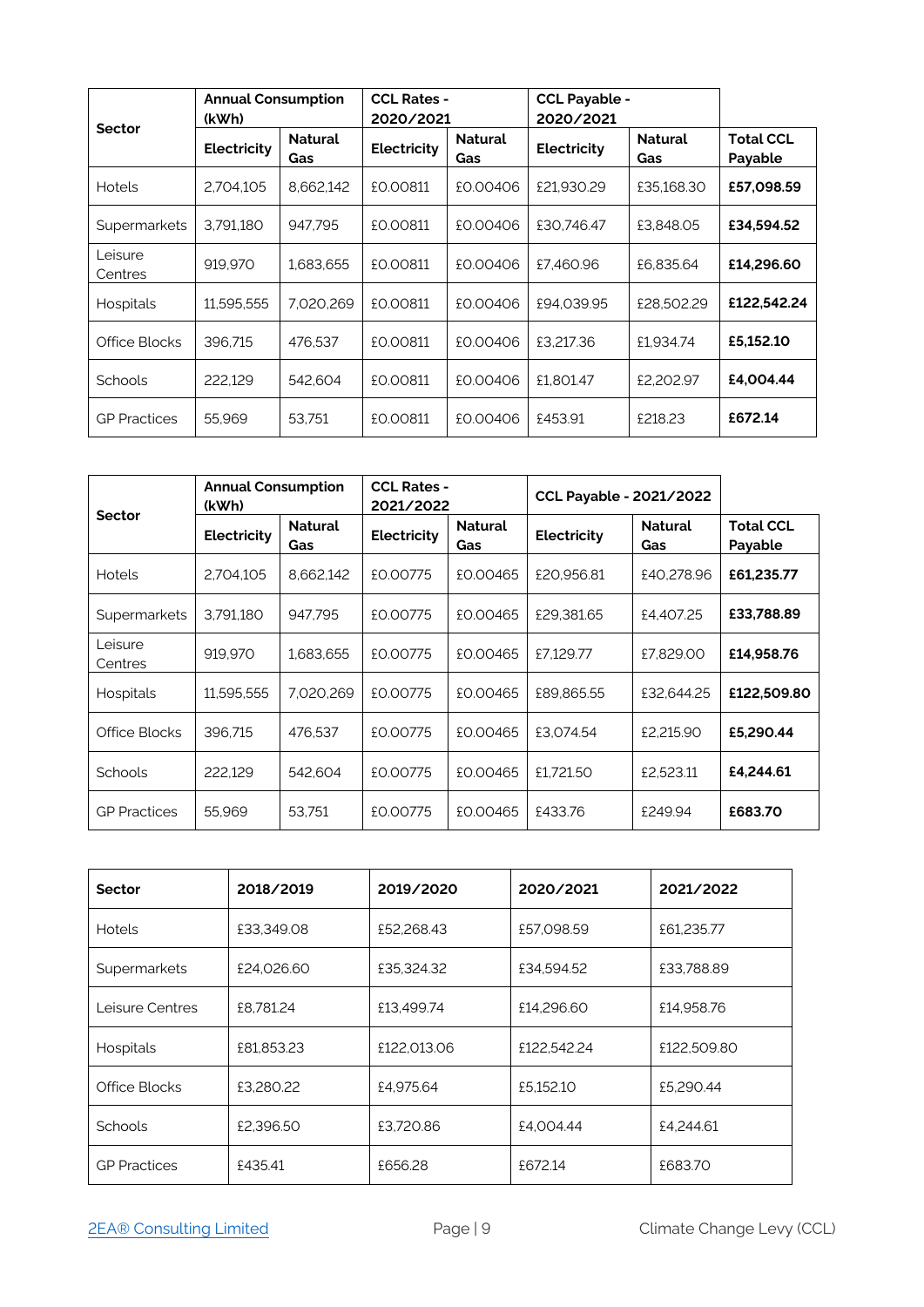| Sector | Annual Consumption (kWh) | | CCL Rates - 2020/2021 | | CCL Payable - 2020/2021 | | |
|---|---|---|---|---|---|---|---|
| | Electricity | Natural Gas | Electricity | Natural Gas | Electricity | Natural Gas | Total CCL Payable |
| Hotels | 2,704,105 | 8,662,142 | £0.00811 | £0.00406 | £21,930.29 | £35,168.30 | **£57,098.59** |
| Supermarkets | 3,791,180 | 947,795 | £0.00811 | £0.00406 | £30,746.47 | £3,848.05 | **£34,594.52** |
| Leisure Centres | 919,970 | 1,683,655 | £0.00811 | £0.00406 | £7,460.96 | £6,835.64 | **£14,296.60** |
| Hospitals | 11,595,555 | 7,020,269 | £0.00811 | £0.00406 | £94,039.95 | £28,502.29 | **£122,542.24** |
| Office Blocks | 396,715 | 476,537 | £0.00811 | £0.00406 | £3,217.36 | £1,934.74 | **£5,152.10** |
| Schools | 222,129 | 542,604 | £0.00811 | £0.00406 | £1,801.47 | £2,202.97 | **£4,004.44** |
| GP Practices | 55,969 | 53,751 | £0.00811 | £0.00406 | £453.91 | £218.23 | **£672.14** |

| Sector | Annual Consumption (kWh) | | CCL Rates - 2021/2022 | | CCL Payable - 2021/2022 | | |
|---|---|---|---|---|---|---|---|
| | Electricity | Natural Gas | Electricity | Natural Gas | Electricity | Natural Gas | Total CCL Payable |
| Hotels | 2,704,105 | 8,662,142 | £0.00775 | £0.00465 | £20,956.81 | £40,278.96 | **£61,235.77** |
| Supermarkets | 3,791,180 | 947,795 | £0.00775 | £0.00465 | £29,381.65 | £4,407.25 | **£33,788.89** |
| Leisure Centres | 919,970 | 1,683,655 | £0.00775 | £0.00465 | £7,129.77 | £7,829.00 | **£14,958.76** |
| Hospitals | 11,595,555 | 7,020,269 | £0.00775 | £0.00465 | £89,865.55 | £32,644.25 | **£122,509.80** |
| Office Blocks | 396,715 | 476,537 | £0.00775 | £0.00465 | £3,074.54 | £2,215.90 | **£5,290.44** |
| Schools | 222,129 | 542,604 | £0.00775 | £0.00465 | £1,721.50 | £2,523.11 | **£4,244.61** |
| GP Practices | 55,969 | 53,751 | £0.00775 | £0.00465 | £433.76 | £249.94 | **£683.70** |

| Sector | 2018/2019 | 2019/2020 | 2020/2021 | 2021/2022 |
|---|---|---|---|---|
| Hotels | £33,349.08 | £52,268.43 | £57,098.59 | £61,235.77 |
| Supermarkets | £24,026.60 | £35,324.32 | £34,594.52 | £33,788.89 |
| Leisure Centres | £8,781.24 | £13,499.74 | £14,296.60 | £14,958.76 |
| Hospitals | £81,853.23 | £122,013.06 | £122,542.24 | £122,509.80 |
| Office Blocks | £3,280.22 | £4,975.64 | £5,152.10 | £5,290.44 |
| Schools | £2,396.50 | £3,720.86 | £4,004.44 | £4,244.61 |
| GP Practices | £435.41 | £656.28 | £672.14 | £683.70 |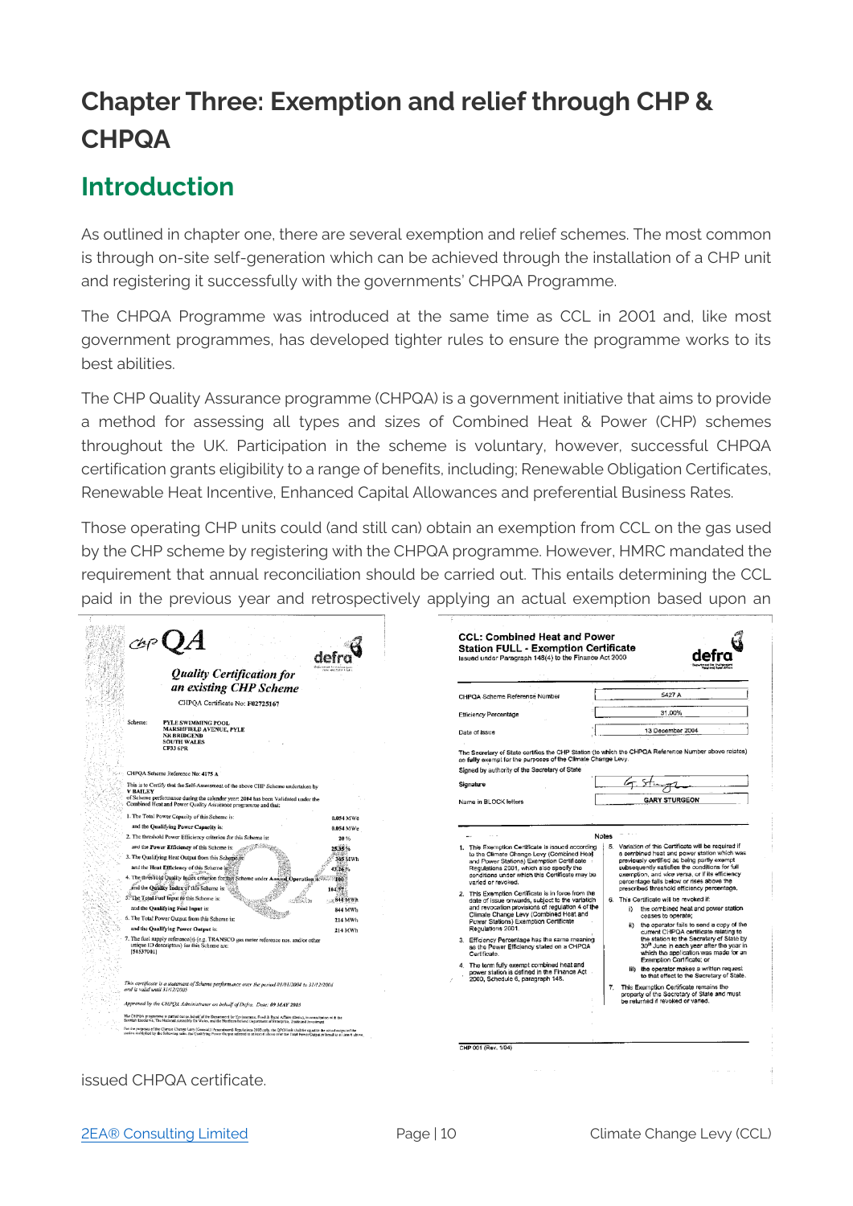# Chapter Three: Exemption and relief through CHP & CHPQA

## Introduction

As outlined in chapter one, there are several exemption and relief schemes. The most common is through on-site self-generation which can be achieved through the installation of a CHP unit and registering it successfully with the governments' CHPQA Programme.

The CHPQA Programme was introduced at the same time as CCL in 2001 and, like most government programmes, has developed tighter rules to ensure the programme works to its best abilities.

The CHP Quality Assurance programme (CHPQA) is a government initiative that aims to provide a method for assessing all types and sizes of Combined Heat & Power (CHP) schemes throughout the UK. Participation in the scheme is voluntary, however, successful CHPQA certification grants eligibility to a range of benefits, including; Renewable Obligation Certificates, Renewable Heat Incentive, Enhanced Capital Allowances and preferential Business Rates.

Those operating CHP units could (and still can) obtain an exemption from CCL on the gas used by the CHP scheme by registering with the CHPQA programme. However, HMRC mandated the requirement that annual reconciliation should be carried out. This entails determining the CCL paid in the previous year and retrospectively applying an actual exemption based upon an issued CHPQA certificate.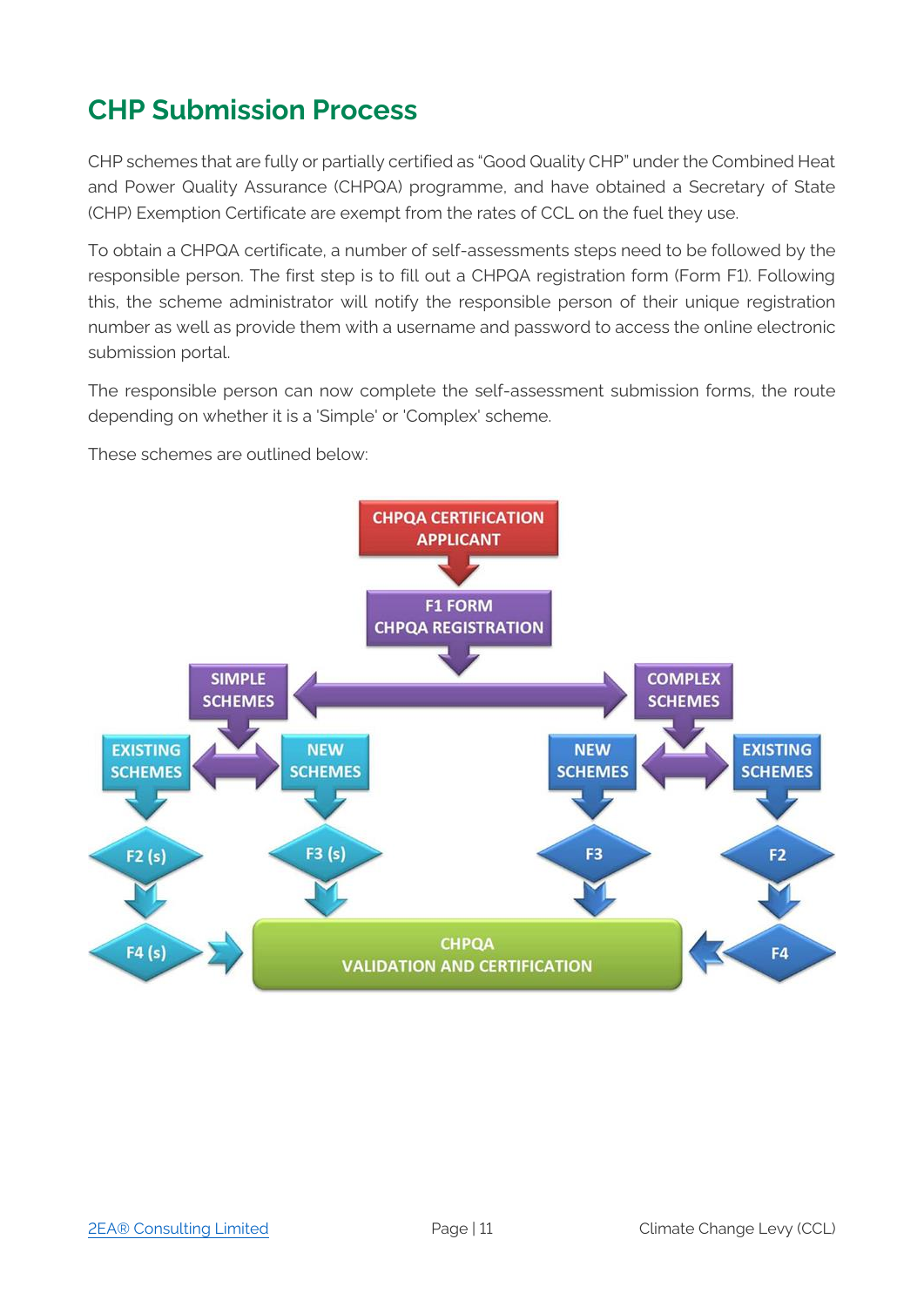## CHP Submission Process

CHP schemes that are fully or partially certified as "Good Quality CHP" under the Combined Heat and Power Quality Assurance (CHPQA) programme, and have obtained a Secretary of State (CHP) Exemption Certificate are exempt from the rates of CCL on the fuel they use.

To obtain a CHPQA certificate, a number of self-assessments steps need to be followed by the responsible person. The first step is to fill out a CHPQA registration form (Form F1). Following this, the scheme administrator will notify the responsible person of their unique registration number as well as provide them with a username and password to access the online electronic submission portal.

The responsible person can now complete the self-assessment submission forms, the route depending on whether it is a 'Simple' or 'Complex' scheme.

These schemes are outlined below:

CHPQA CERTIFICATION APPLICANT

F1 FORM CHPQA REGISTRATION

SIMPLE SCHEMES

COMPLEX SCHEMES

EXISTING SCHEMES

NEW SCHEMES

NEW SCHEMES

EXISTING SCHEMES

F2 (s)

F3 (s)

F3

F2

F4 (s)

CHPQA VALIDATION AND CERTIFICATION

F4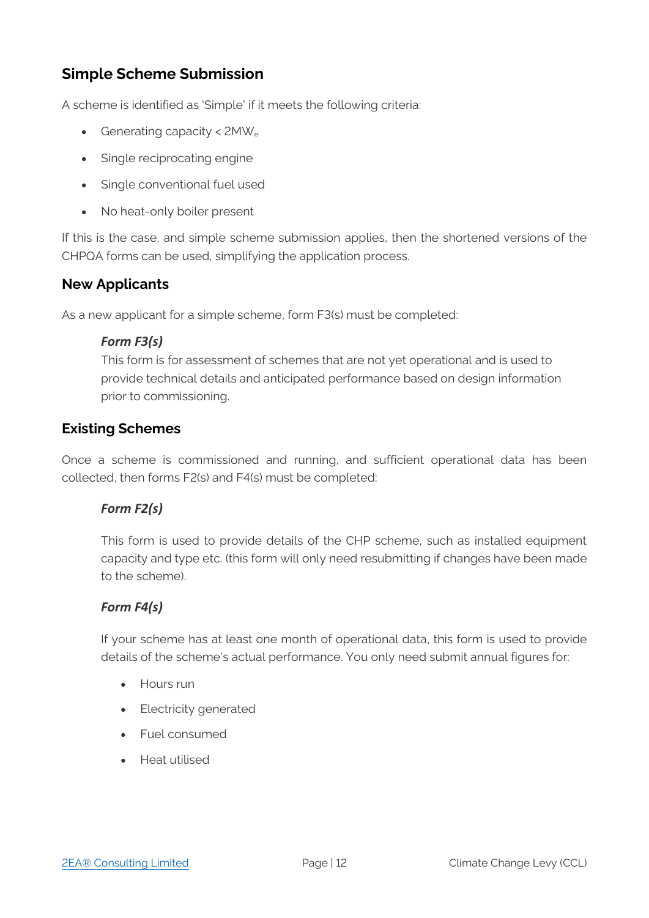## Simple Scheme Submission

A scheme is identified as 'Simple' if it meets the following criteria:

- Generating capacity < $2MW_e$
- Single reciprocating engine
- Single conventional fuel used
- No heat-only boiler present

If this is the case, and simple scheme submission applies, then the shortened versions of the CHPQA forms can be used, simplifying the application process.

### New Applicants

As a new applicant for a simple scheme, form F3(s) must be completed:

> ***Form F3(s)***
> This form is for assessment of schemes that are not yet operational and is used to provide technical details and anticipated performance based on design information prior to commissioning.

### Existing Schemes

Once a scheme is commissioned and running, and sufficient operational data has been collected, then forms F2(s) and F4(s) must be completed:

> ***Form F2(s)***
>
> This form is used to provide details of the CHP scheme, such as installed equipment capacity and type etc. (this form will only need resubmitting if changes have been made to the scheme).

> ***Form F4(s)***
>
> If your scheme has at least one month of operational data, this form is used to provide details of the scheme's actual performance. You only need submit annual figures for:
>
> - Hours run
> - Electricity generated
> - Fuel consumed
> - Heat utilised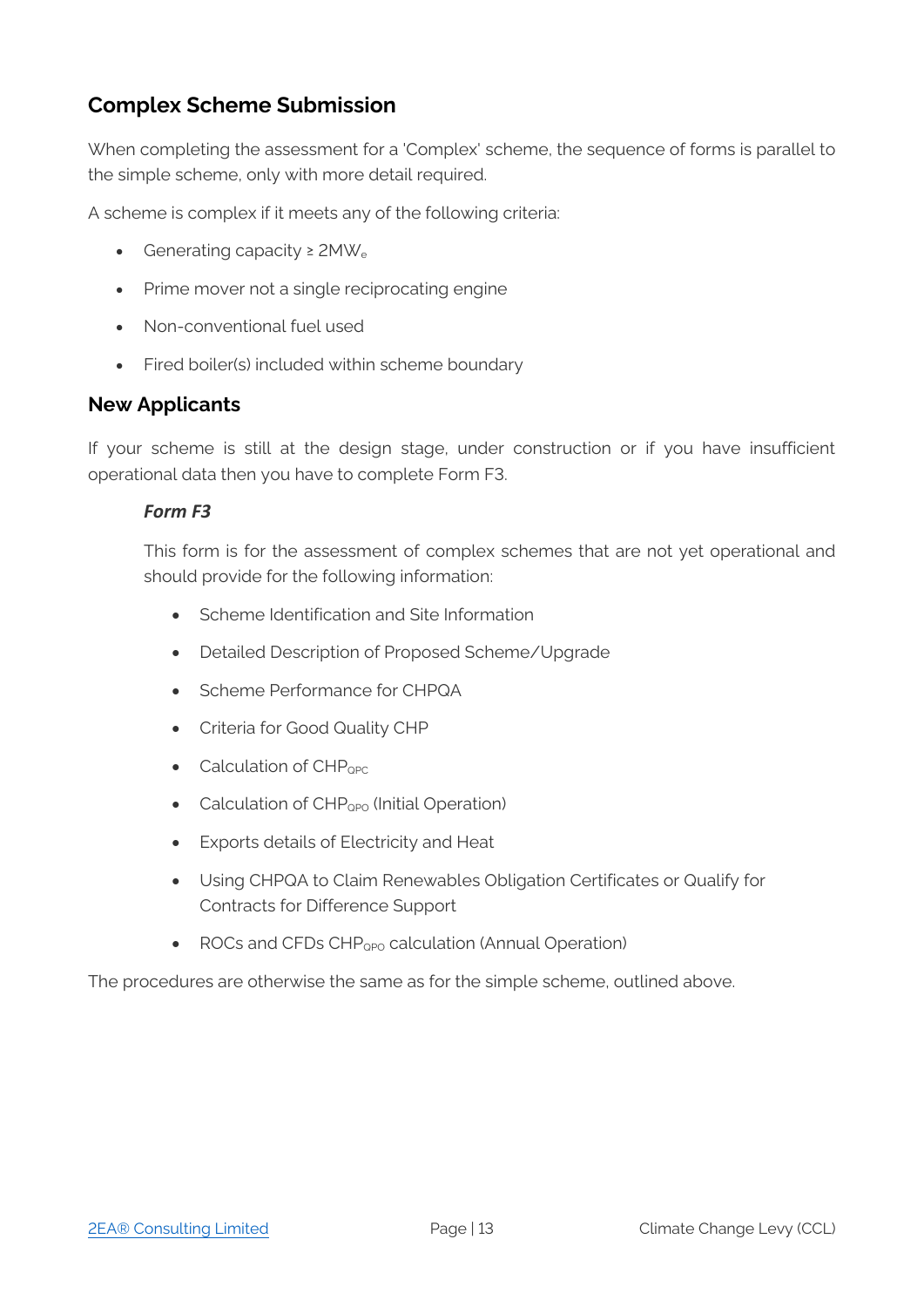## Complex Scheme Submission

When completing the assessment for a 'Complex' scheme, the sequence of forms is parallel to the simple scheme, only with more detail required.

A scheme is complex if it meets any of the following criteria:

- Generating capacity ≥ $2MW_e$
- Prime mover not a single reciprocating engine
- Non-conventional fuel used
- Fired boiler(s) included within scheme boundary

## New Applicants

If your scheme is still at the design stage, under construction or if you have insufficient operational data then you have to complete Form F3.

### *Form F3*

This form is for the assessment of complex schemes that are not yet operational and should provide for the following information:

- Scheme Identification and Site Information
- Detailed Description of Proposed Scheme/Upgrade
- Scheme Performance for CHPQA
- Criteria for Good Quality CHP
- Calculation of $CHP_{QPC}$
- Calculation of $CHP_{QPO}$ (Initial Operation)
- Exports details of Electricity and Heat
- Using CHPQA to Claim Renewables Obligation Certificates or Qualify for Contracts for Difference Support
- ROCs and CFDs $CHP_{QPO}$ calculation (Annual Operation)

The procedures are otherwise the same as for the simple scheme, outlined above.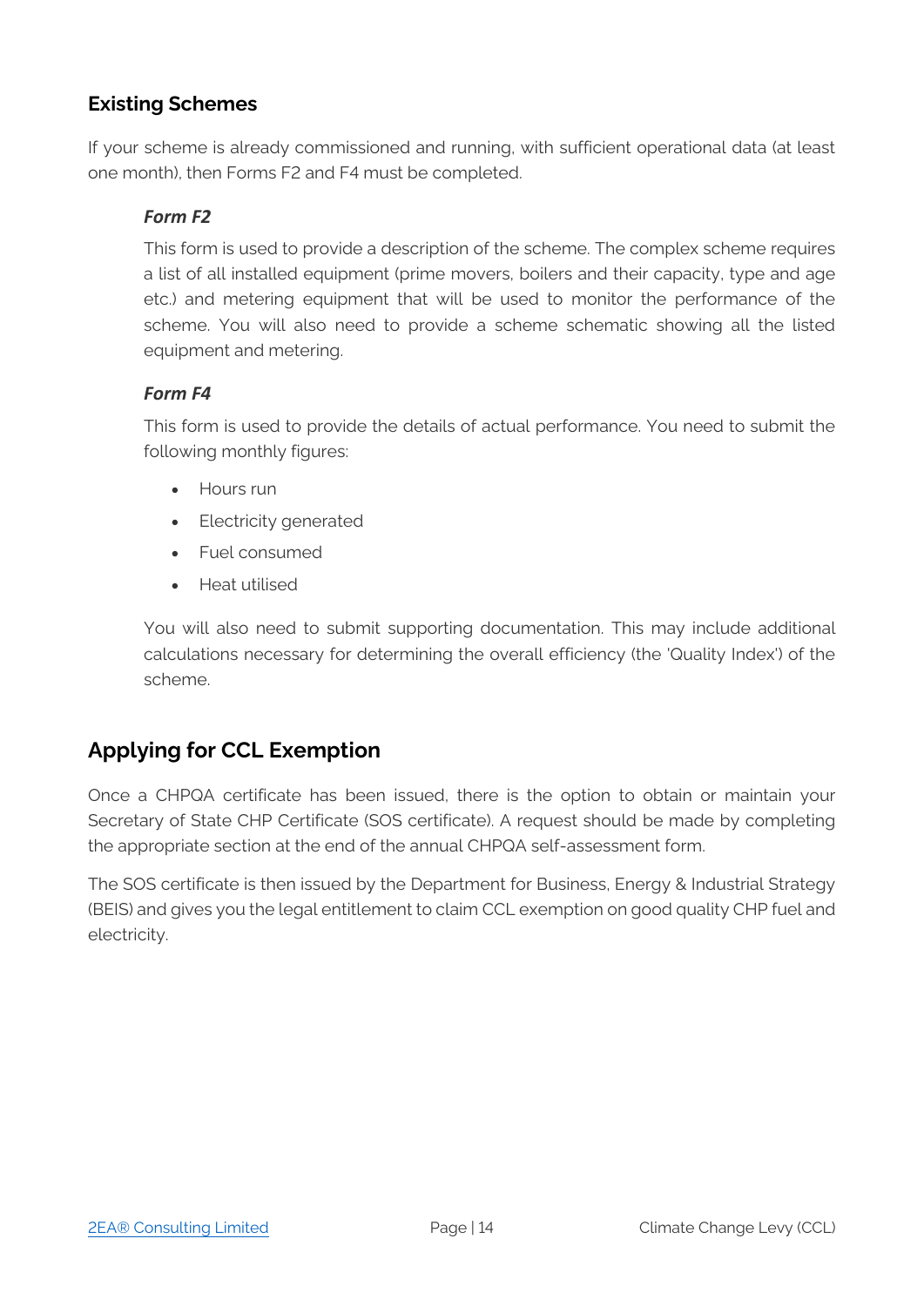### Existing Schemes

If your scheme is already commissioned and running, with sufficient operational data (at least one month), then Forms F2 and F4 must be completed.

#### *Form F2*

This form is used to provide a description of the scheme. The complex scheme requires a list of all installed equipment (prime movers, boilers and their capacity, type and age etc.) and metering equipment that will be used to monitor the performance of the scheme. You will also need to provide a scheme schematic showing all the listed equipment and metering.

#### *Form F4*

This form is used to provide the details of actual performance. You need to submit the following monthly figures:

- Hours run
- Electricity generated
- Fuel consumed
- Heat utilised

You will also need to submit supporting documentation. This may include additional calculations necessary for determining the overall efficiency (the 'Quality Index') of the scheme.

## Applying for CCL Exemption

Once a CHPQA certificate has been issued, there is the option to obtain or maintain your Secretary of State CHP Certificate (SOS certificate). A request should be made by completing the appropriate section at the end of the annual CHPQA self-assessment form.

The SOS certificate is then issued by the Department for Business, Energy & Industrial Strategy (BEIS) and gives you the legal entitlement to claim CCL exemption on good quality CHP fuel and electricity.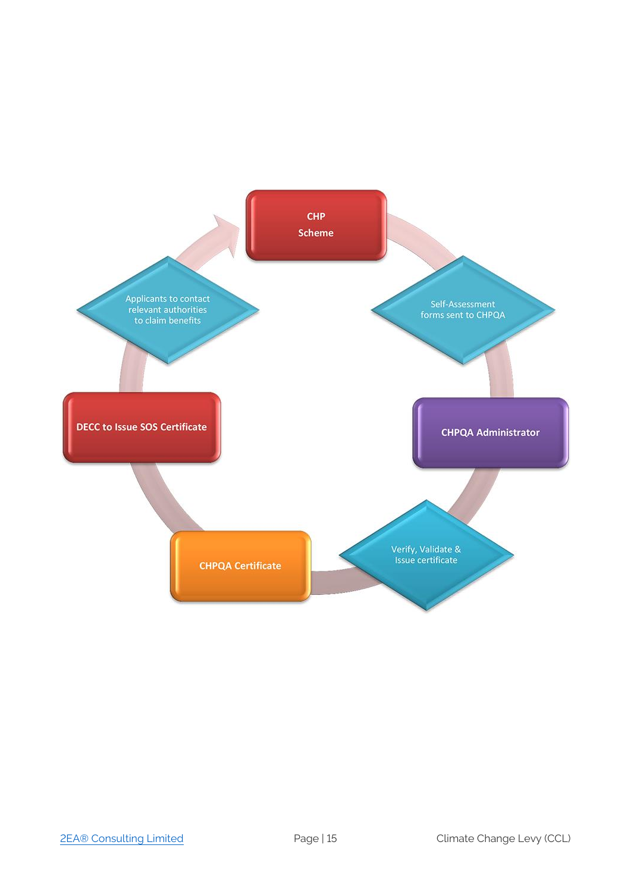CHP Scheme

Self-Assessment forms sent to CHPQA

CHPQA Administrator

Verify, Validate & Issue certificate

CHPQA Certificate

DECC to Issue SOS Certificate

Applicants to contact relevant authorities to claim benefits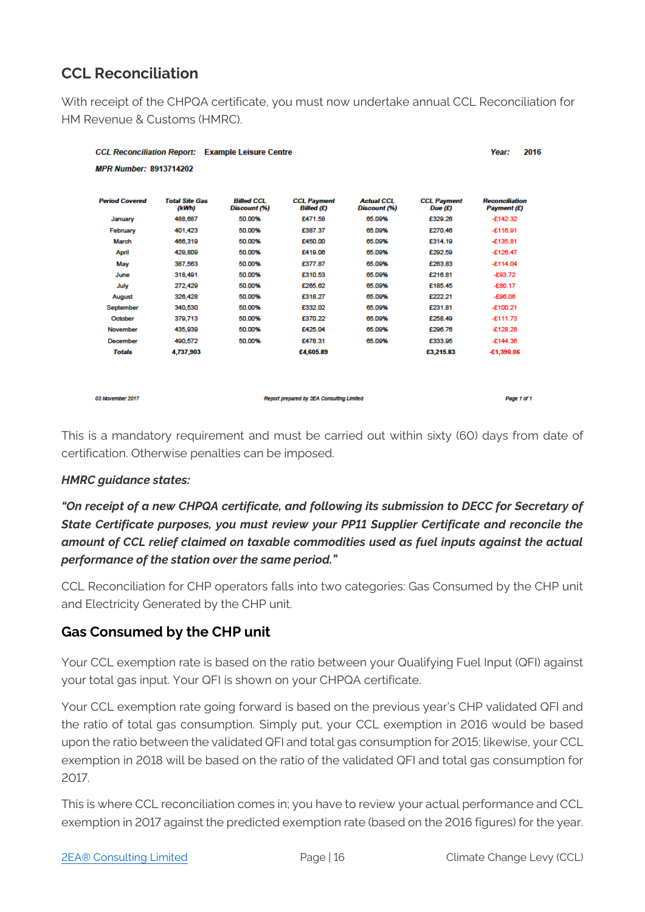## CCL Reconciliation

With receipt of the CHPQA certificate, you must now undertake annual CCL Reconciliation for HM Revenue & Customs (HMRC).

**CCL Reconciliation Report: Example Leisure Centre** **Year: 2016**

**MPR Number: 8913714202**

| Period Covered | Total Site Gas (kWh) | Billed CCL Discount (%) | CCL Payment Billed (£) | Actual CCL Discount (%) | CCL Payment Due (£) | Reconciliation Payment (£) |
|---|---|---|---|---|---|---|
| January | 488,687 | 50.00% | £471.58 | 65.09% | £329.26 | -£142.32 |
| February | 401,423 | 50.00% | £387.37 | 65.09% | £270.46 | -£116.91 |
| March | 466,319 | 50.00% | £450.00 | 65.09% | £314.19 | -£135.81 |
| April | 429,809 | 50.00% | £419.06 | 65.09% | £292.59 | -£126.47 |
| May | 387,563 | 50.00% | £377.87 | 65.09% | £263.83 | -£114.04 |
| June | 318,491 | 50.00% | £310.53 | 65.09% | £216.81 | -£93.72 |
| July | 272,429 | 50.00% | £265.62 | 65.09% | £185.45 | -£80.17 |
| August | 326,428 | 50.00% | £318.27 | 65.09% | £222.21 | -£96.06 |
| September | 340,530 | 50.00% | £332.02 | 65.09% | £231.81 | -£100.21 |
| October | 379,713 | 50.00% | £370.22 | 65.09% | £258.49 | -£111.73 |
| November | 435,939 | 50.00% | £425.04 | 65.09% | £296.76 | -£128.28 |
| December | 490,572 | 50.00% | £478.31 | 65.09% | £333.95 | -£144.36 |
| **Totals** | **4,737,903** | | **£4,605.89** | | **£3,215.83** | **-£1,390.06** |

03 November 2017 — Report prepared by 2EA Consulting Limited — Page 1 of 1

This is a mandatory requirement and must be carried out within sixty (60) days from date of certification. Otherwise penalties can be imposed.

***HMRC guidance states:***

***"On receipt of a new CHPQA certificate, and following its submission to DECC for Secretary of State Certificate purposes, you must review your PP11 Supplier Certificate and reconcile the amount of CCL relief claimed on taxable commodities used as fuel inputs against the actual performance of the station over the same period."***

CCL Reconciliation for CHP operators falls into two categories: Gas Consumed by the CHP unit and Electricity Generated by the CHP unit.

### Gas Consumed by the CHP unit

Your CCL exemption rate is based on the ratio between your Qualifying Fuel Input (QFI) against your total gas input. Your QFI is shown on your CHPQA certificate.

Your CCL exemption rate going forward is based on the previous year's CHP validated QFI and the ratio of total gas consumption. Simply put, your CCL exemption in 2016 would be based upon the ratio between the validated QFI and total gas consumption for 2015; likewise, your CCL exemption in 2018 will be based on the ratio of the validated QFI and total gas consumption for 2017.

This is where CCL reconciliation comes in; you have to review your actual performance and CCL exemption in 2017 against the predicted exemption rate (based on the 2016 figures) for the year.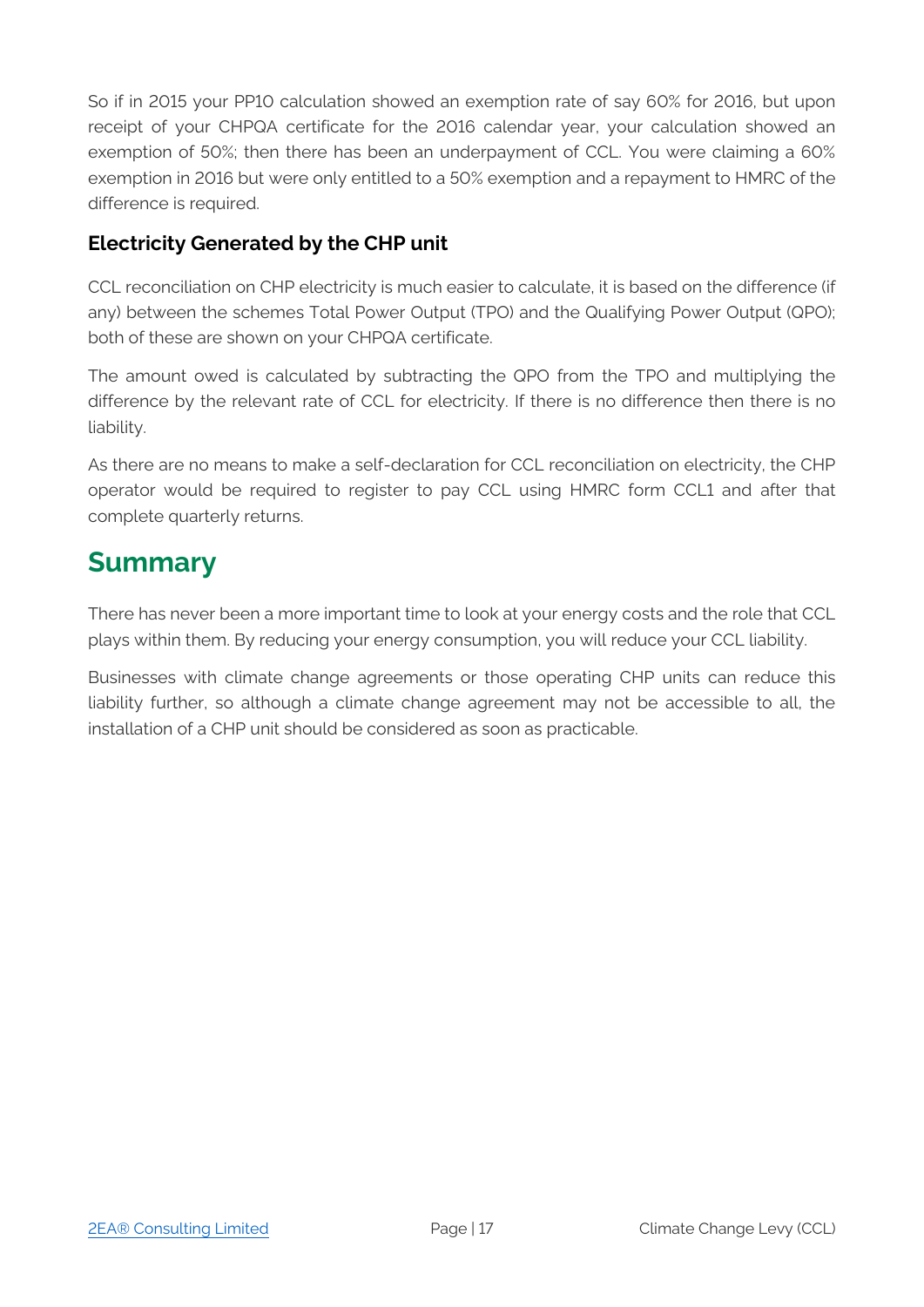So if in 2015 your PP10 calculation showed an exemption rate of say 60% for 2016, but upon receipt of your CHPQA certificate for the 2016 calendar year, your calculation showed an exemption of 50%; then there has been an underpayment of CCL. You were claiming a 60% exemption in 2016 but were only entitled to a 50% exemption and a repayment to HMRC of the difference is required.

### Electricity Generated by the CHP unit

CCL reconciliation on CHP electricity is much easier to calculate, it is based on the difference (if any) between the schemes Total Power Output (TPO) and the Qualifying Power Output (QPO); both of these are shown on your CHPQA certificate.

The amount owed is calculated by subtracting the QPO from the TPO and multiplying the difference by the relevant rate of CCL for electricity. If there is no difference then there is no liability.

As there are no means to make a self-declaration for CCL reconciliation on electricity, the CHP operator would be required to register to pay CCL using HMRC form CCL1 and after that complete quarterly returns.

## Summary

There has never been a more important time to look at your energy costs and the role that CCL plays within them. By reducing your energy consumption, you will reduce your CCL liability.

Businesses with climate change agreements or those operating CHP units can reduce this liability further, so although a climate change agreement may not be accessible to all, the installation of a CHP unit should be considered as soon as practicable.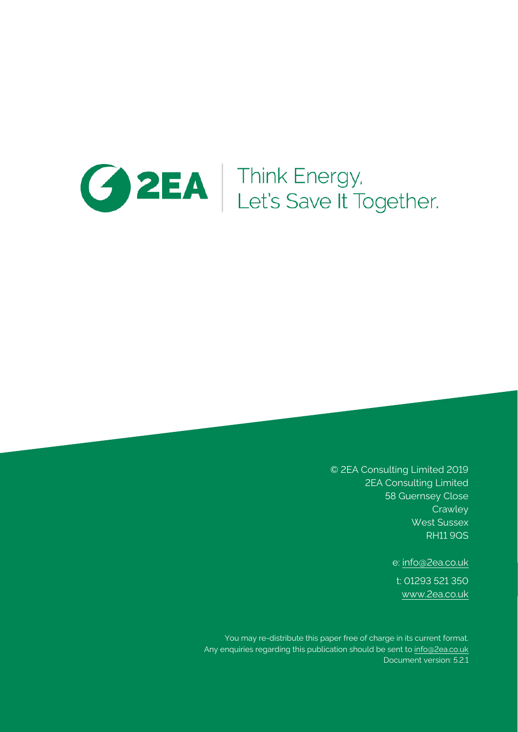2EA | Think Energy, Let's Save It Together.

© 2EA Consulting Limited 2019
2EA Consulting Limited
58 Guernsey Close
Crawley
West Sussex
RH11 9QS

e: info@2ea.co.uk

t: 01293 521 350
www.2ea.co.uk

You may re-distribute this paper free of charge in its current format.
Any enquiries regarding this publication should be sent to info@2ea.co.uk
Document version: 5.2.1